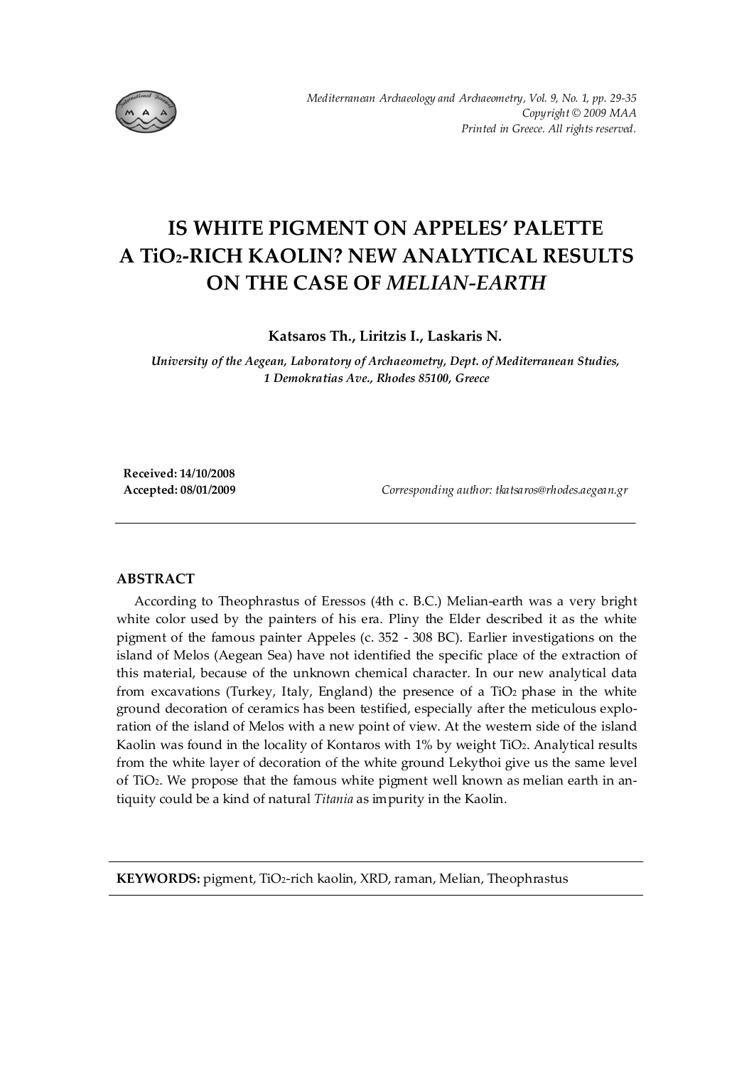# IS WHITE PIGMENT ON APPELES' PALETTE A $TiO_2$-RICH KAOLIN? NEW ANALYTICAL RESULTS ON THE CASE OF *MELIAN-EARTH*

**Katsaros Th., Liritzis I., Laskaris N.**

*University of the Aegean, Laboratory of Archaeometry, Dept. of Mediterranean Studies, 1 Demokratias Ave., Rhodes 85100, Greece*

**Received: 14/10/2008**
**Accepted: 08/01/2009**

*Corresponding author: tkatsaros@rhodes.aegean.gr*

---

## ABSTRACT

According to Theophrastus of Eressos (4th c. B.C.) Melian-earth was a very bright white color used by the painters of his era. Pliny the Elder described it as the white pigment of the famous painter Appeles (c. 352 - 308 BC). Earlier investigations on the island of Melos (Aegean Sea) have not identified the specific place of the extraction of this material, because of the unknown chemical character. In our new analytical data from excavations (Turkey, Italy, England) the presence of a $TiO_2$ phase in the white ground decoration of ceramics has been testified, especially after the meticulous exploration of the island of Melos with a new point of view. At the western side of the island Kaolin was found in the locality of Kontaros with 1% by weight $TiO_2$. Analytical results from the white layer of decoration of the white ground Lekythoi give us the same level of $TiO_2$. We propose that the famous white pigment well known as melian earth in antiquity could be a kind of natural *Titania* as impurity in the Kaolin.

---

**KEYWORDS:** pigment, $TiO_2$-rich kaolin, XRD, raman, Melian, Theophrastus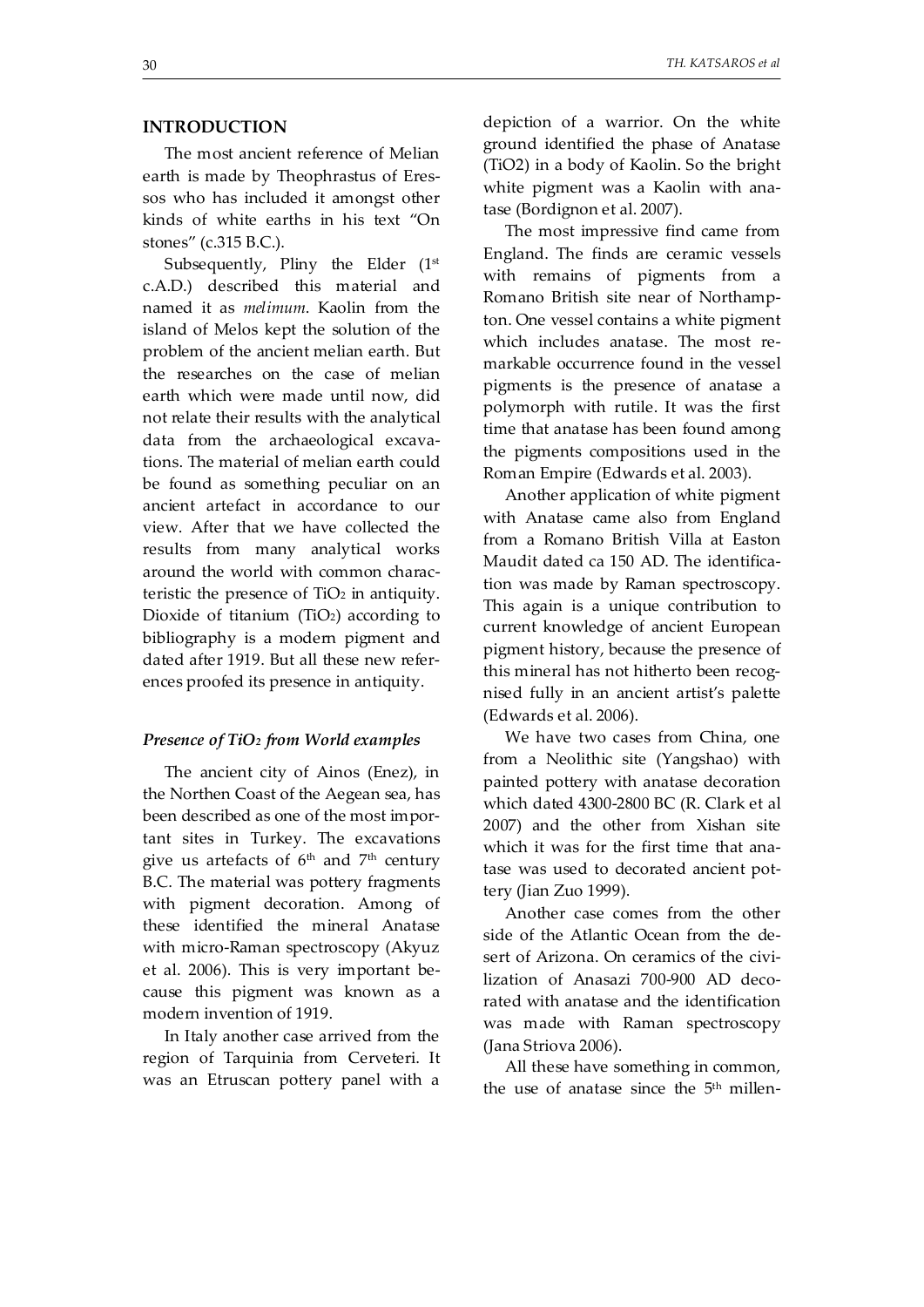## INTRODUCTION

The most ancient reference of Melian earth is made by Theophrastus of Eressos who has included it amongst other kinds of white earths in his text "On stones" (c.315 B.C.).

Subsequently, Pliny the Elder (1st c.A.D.) described this material and named it as *melimum*. Kaolin from the island of Melos kept the solution of the problem of the ancient melian earth. But the researches on the case of melian earth which were made until now, did not relate their results with the analytical data from the archaeological excavations. The material of melian earth could be found as something peculiar on an ancient artefact in accordance to our view. After that we have collected the results from many analytical works around the world with common characteristic the presence of $TiO_2$ in antiquity. Dioxide of titanium ($TiO_2$) according to bibliography is a modern pigment and dated after 1919. But all these new references proofed its presence in antiquity.

### *Presence of $TiO_2$ from World examples*

The ancient city of Ainos (Enez), in the Northen Coast of the Aegean sea, has been described as one of the most important sites in Turkey. The excavations give us artefacts of 6th and 7th century B.C. The material was pottery fragments with pigment decoration. Among of these identified the mineral Anatase with micro-Raman spectroscopy (Akyuz et al. 2006). This is very important because this pigment was known as a modern invention of 1919.

In Italy another case arrived from the region of Tarquinia from Cerveteri. It was an Etruscan pottery panel with a depiction of a warrior. On the white ground identified the phase of Anatase ($TiO_2$) in a body of Kaolin. So the bright white pigment was a Kaolin with anatase (Bordignon et al. 2007).

The most impressive find came from England. The finds are ceramic vessels with remains of pigments from a Romano British site near of Northampton. One vessel contains a white pigment which includes anatase. The most remarkable occurrence found in the vessel pigments is the presence of anatase a polymorph with rutile. It was the first time that anatase has been found among the pigments compositions used in the Roman Empire (Edwards et al. 2003).

Another application of white pigment with Anatase came also from England from a Romano British Villa at Easton Maudit dated ca 150 AD. The identification was made by Raman spectroscopy. This again is a unique contribution to current knowledge of ancient European pigment history, because the presence of this mineral has not hitherto been recognised fully in an ancient artist's palette (Edwards et al. 2006).

We have two cases from China, one from a Neolithic site (Yangshao) with painted pottery with anatase decoration which dated 4300-2800 BC (R. Clark et al 2007) and the other from Xishan site which it was for the first time that anatase was used to decorated ancient pottery (Jian Zuo 1999).

Another case comes from the other side of the Atlantic Ocean from the desert of Arizona. On ceramics of the civilization of Anasazi 700-900 AD decorated with anatase and the identification was made with Raman spectroscopy (Jana Striova 2006).

All these have something in common, the use of anatase since the 5th millen-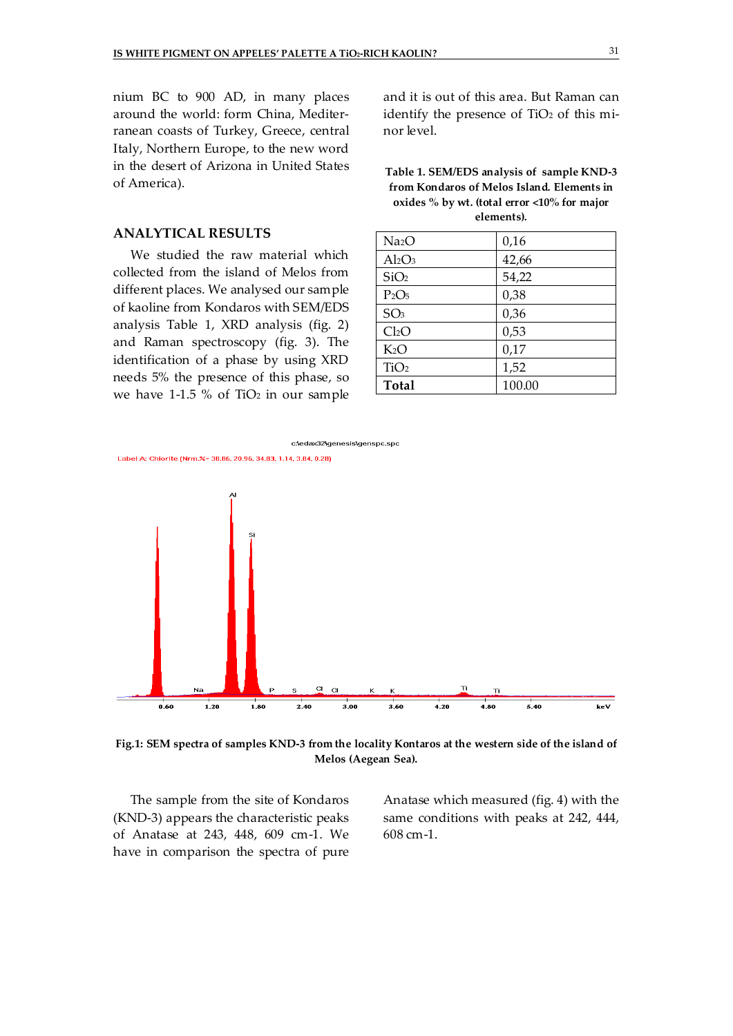nium BC to 900 AD, in many places around the world: form China, Mediterranean coasts of Turkey, Greece, central Italy, Northern Europe, to the new word in the desert of Arizona in United States of America).

## ANALYTICAL RESULTS

We studied the raw material which collected from the island of Melos from different places. We analysed our sample of kaoline from Kondaros with SEM/EDS analysis Table 1, XRD analysis (fig. 2) and Raman spectroscopy (fig. 3). The identification of a phase by using XRD needs 5% the presence of this phase, so we have 1-1.5 % of $TiO_2$ in our sample and it is out of this area. But Raman can identify the presence of $TiO_2$ of this minor level.

**Table 1. SEM/EDS analysis of sample KND-3 from Kondaros of Melos Island. Elements in oxides % by wt. (total error <10% for major elements).**

| | |
|---|---|
| $Na_2O$ | 0,16 |
| $Al_2O_3$ | 42,66 |
| $SiO_2$ | 54,22 |
| $P_2O_5$ | 0,38 |
| $SO_3$ | 0,36 |
| $Cl_2O$ | 0,53 |
| $K_2O$ | 0,17 |
| $TiO_2$ | 1,52 |
| **Total** | 100.00 |

c:\edax32\genesis\genspc.spc

Label A: Chlorite (Nrm.%= 38.86, 20.96, 34.83, 1.14, 3.84, 0.28)

**Fig.1: SEM spectra of samples KND-3 from the locality Kontaros at the western side of the island of Melos (Aegean Sea).**

The sample from the site of Kondaros (KND-3) appears the characteristic peaks of Anatase at 243, 448, 609 cm-1. We have in comparison the spectra of pure Anatase which measured (fig. 4) with the same conditions with peaks at 242, 444, 608 cm-1.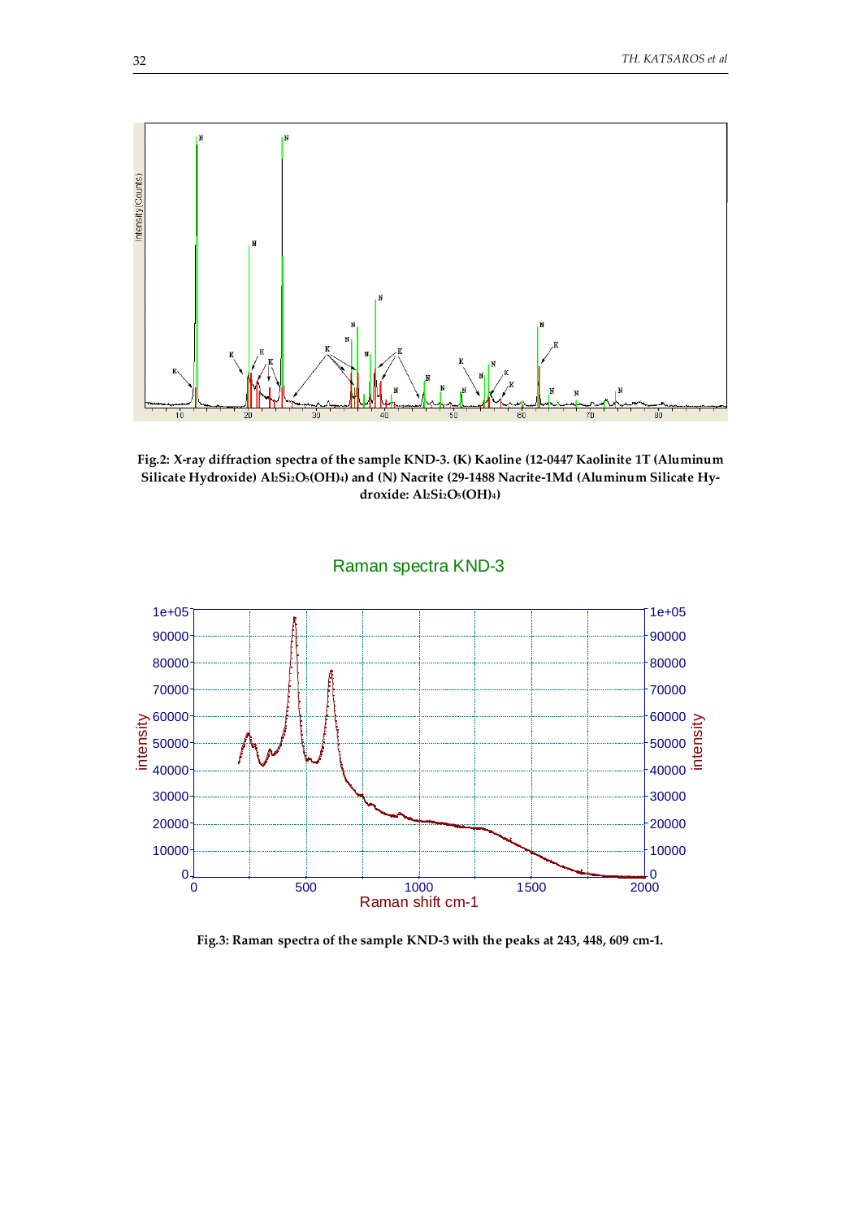**Fig.2: X-ray diffraction spectra of the sample KND-3. (K) Kaoline (12-0447 Kaolinite 1T (Aluminum Silicate Hydroxide) $Al_2Si_2O_5(OH)_4$) and (N) Nacrite (29-1488 Nacrite-1Md (Aluminum Silicate Hydroxide: $Al_2Si_2O_5(OH)_4$)**

**Fig.3: Raman spectra of the sample KND-3 with the peaks at 243, 448, 609 cm-1.**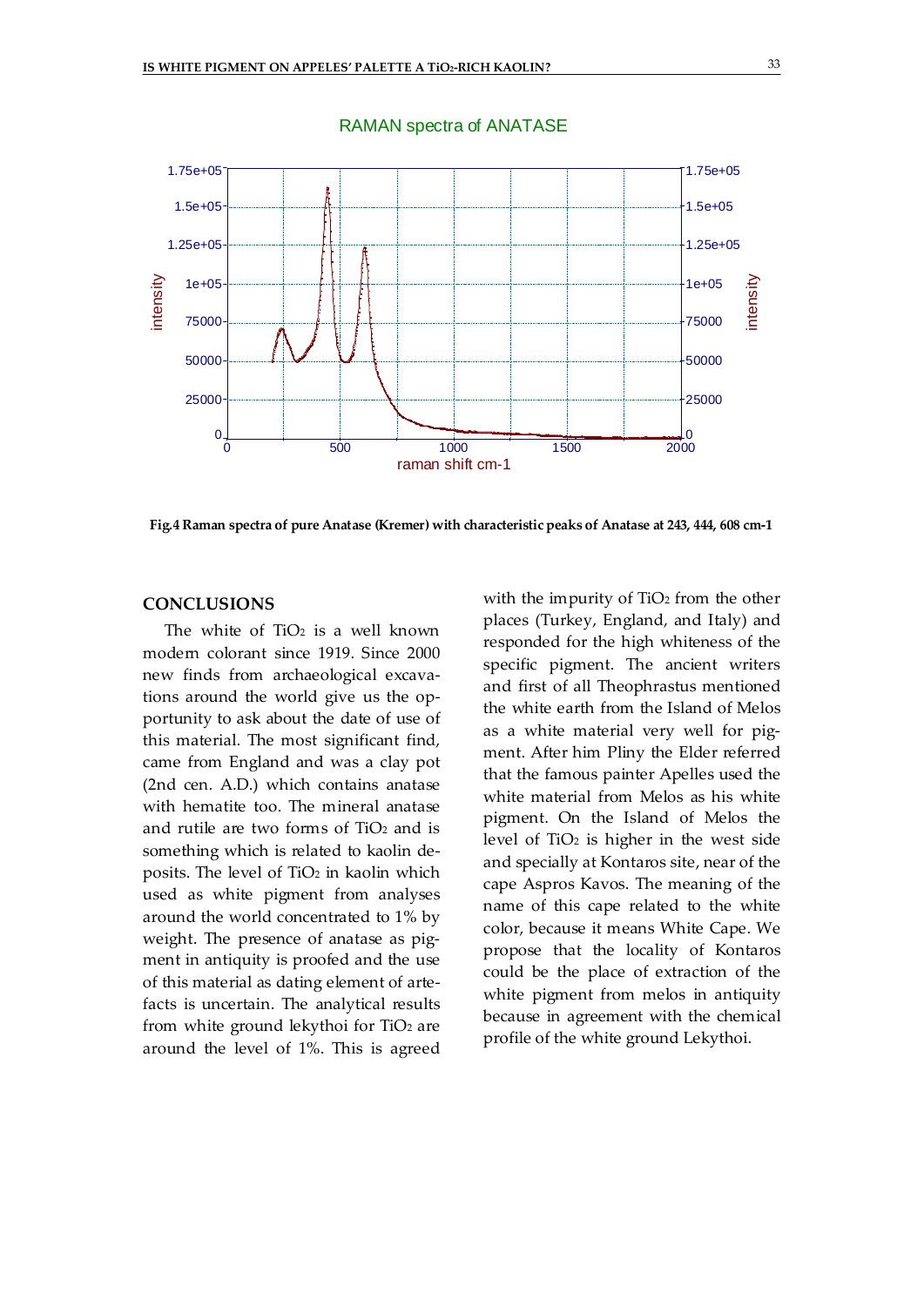Fig.4 Raman spectra of pure Anatase (Kremer) with characteristic peaks of Anatase at 243, 444, 608 cm-1

## CONCLUSIONS

The white of $TiO_2$ is a well known modern colorant since 1919. Since 2000 new finds from archaeological excavations around the world give us the opportunity to ask about the date of use of this material. The most significant find, came from England and was a clay pot (2nd cen. A.D.) which contains anatase with hematite too. The mineral anatase and rutile are two forms of $TiO_2$ and is something which is related to kaolin deposits. The level of $TiO_2$ in kaolin which used as white pigment from analyses around the world concentrated to 1% by weight. The presence of anatase as pigment in antiquity is proofed and the use of this material as dating element of artefacts is uncertain. The analytical results from white ground lekythoi for $TiO_2$ are around the level of 1%. This is agreed with the impurity of $TiO_2$ from the other places (Turkey, England, and Italy) and responded for the high whiteness of the specific pigment. The ancient writers and first of all Theophrastus mentioned the white earth from the Island of Melos as a white material very well for pigment. After him Pliny the Elder referred that the famous painter Apelles used the white material from Melos as his white pigment. On the Island of Melos the level of $TiO_2$ is higher in the west side and specially at Kontaros site, near of the cape Aspros Kavos. The meaning of the name of this cape related to the white color, because it means White Cape. We propose that the locality of Kontaros could be the place of extraction of the white pigment from melos in antiquity because in agreement with the chemical profile of the white ground Lekythoi.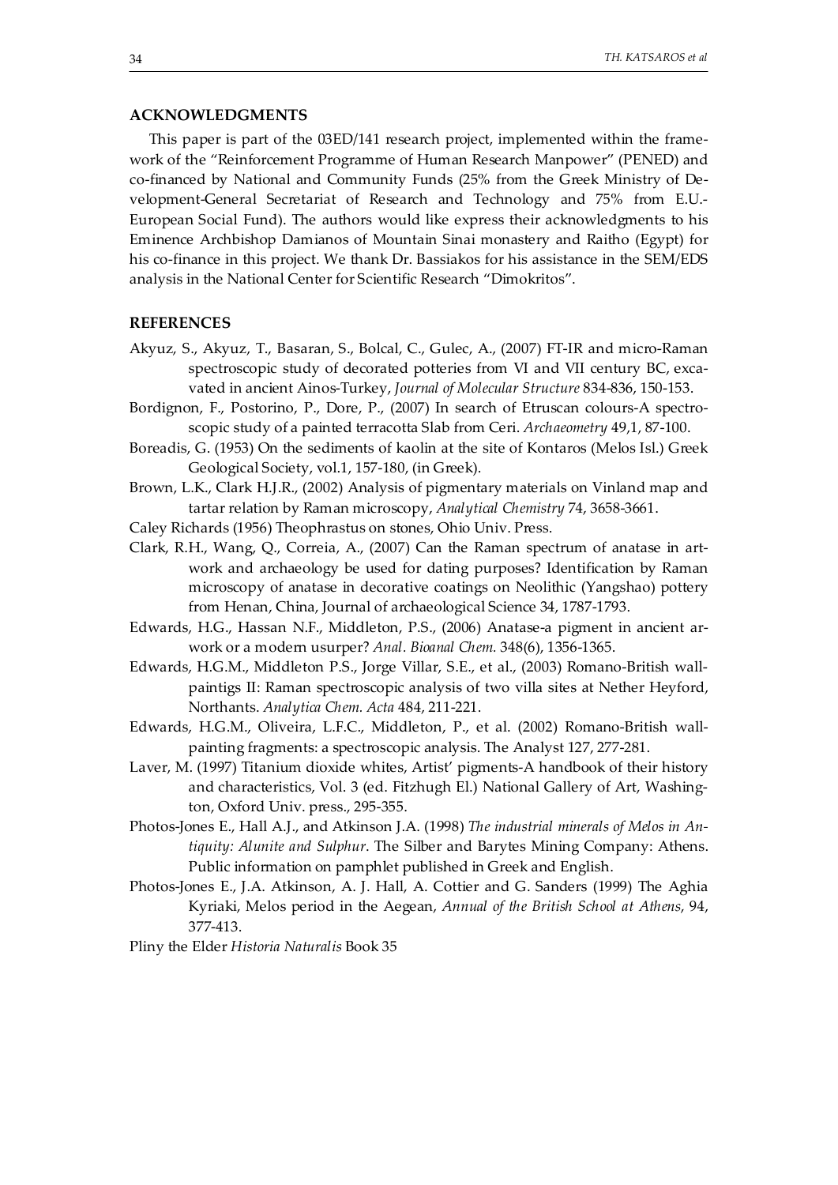## ACKNOWLEDGMENTS

This paper is part of the 03ED/141 research project, implemented within the framework of the "Reinforcement Programme of Human Research Manpower" (PENED) and co-financed by National and Community Funds (25% from the Greek Ministry of Development-General Secretariat of Research and Technology and 75% from E.U.-European Social Fund). The authors would like express their acknowledgments to his Eminence Archbishop Damianos of Mountain Sinai monastery and Raitho (Egypt) for his co-finance in this project. We thank Dr. Bassiakos for his assistance in the SEM/EDS analysis in the National Center for Scientific Research "Dimokritos".

## REFERENCES

Akyuz, S., Akyuz, T., Basaran, S., Bolcal, C., Gulec, A., (2007) FT-IR and micro-Raman spectroscopic study of decorated potteries from VI and VII century BC, excavated in ancient Ainos-Turkey, *Journal of Molecular Structure* 834-836, 150-153.

Bordignon, F., Postorino, P., Dore, P., (2007) In search of Etruscan colours-A spectroscopic study of a painted terracotta Slab from Ceri. *Archaeometry* 49,1, 87-100.

Boreadis, G. (1953) On the sediments of kaolin at the site of Kontaros (Melos Isl.) Greek Geological Society, vol.1, 157-180, (in Greek).

Brown, L.K., Clark H.J.R., (2002) Analysis of pigmentary materials on Vinland map and tartar relation by Raman microscopy, *Analytical Chemistry* 74, 3658-3661.

Caley Richards (1956) Theophrastus on stones, Ohio Univ. Press.

Clark, R.H., Wang, Q., Correia, A., (2007) Can the Raman spectrum of anatase in artwork and archaeology be used for dating purposes? Identification by Raman microscopy of anatase in decorative coatings on Neolithic (Yangshao) pottery from Henan, China, Journal of archaeological Science 34, 1787-1793.

Edwards, H.G., Hassan N.F., Middleton, P.S., (2006) Anatase-a pigment in ancient artwork or a modern usurper? *Anal. Bioanal Chem.* 348(6), 1356-1365.

Edwards, H.G.M., Middleton P.S., Jorge Villar, S.E., et al., (2003) Romano-British wallpaintigs II: Raman spectroscopic analysis of two villa sites at Nether Heyford, Northants. *Analytica Chem. Acta* 484, 211-221.

Edwards, H.G.M., Oliveira, L.F.C., Middleton, P., et al. (2002) Romano-British wall-painting fragments: a spectroscopic analysis. The Analyst 127, 277-281.

Laver, M. (1997) Titanium dioxide whites, Artist' pigments-A handbook of their history and characteristics, Vol. 3 (ed. Fitzhugh El.) National Gallery of Art, Washington, Oxford Univ. press., 295-355.

Photos-Jones E., Hall A.J., and Atkinson J.A. (1998) *The industrial minerals of Melos in Antiquity: Alunite and Sulphur*. The Silber and Barytes Mining Company: Athens. Public information on pamphlet published in Greek and English.

Photos-Jones E., J.A. Atkinson, A. J. Hall, A. Cottier and G. Sanders (1999) The Aghia Kyriaki, Melos period in the Aegean, *Annual of the British School at Athens*, 94, 377-413.

Pliny the Elder *Historia Naturalis* Book 35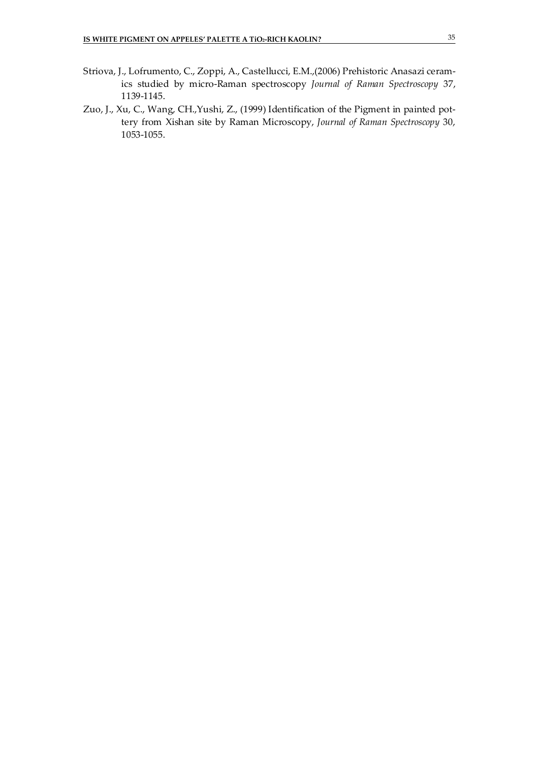Striova, J., Lofrumento, C., Zoppi, A., Castellucci, E.M.,(2006) Prehistoric Anasazi ceramics studied by micro-Raman spectroscopy *Journal of Raman Spectroscopy* 37, 1139-1145.

Zuo, J., Xu, C., Wang, CH.,Yushi, Z., (1999) Identification of the Pigment in painted pottery from Xishan site by Raman Microscopy, *Journal of Raman Spectroscopy* 30, 1053-1055.